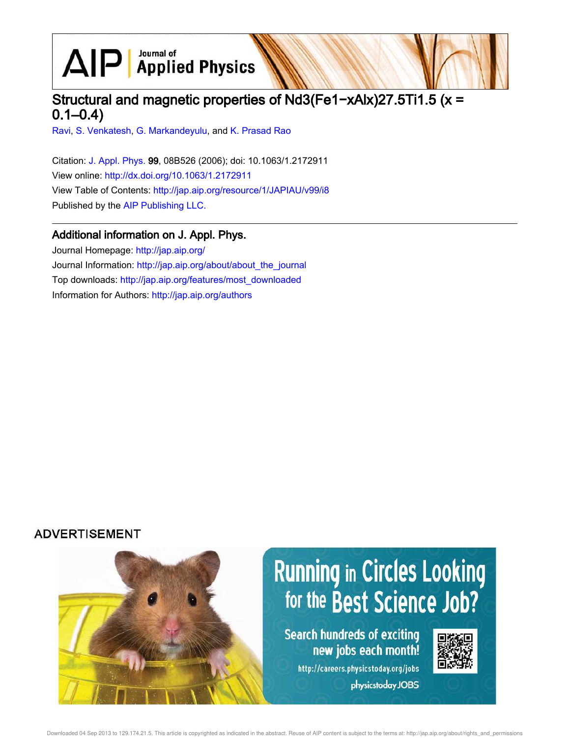# Structural and magnetic properties of $Nd_3(Fe_{1-x}Al_x)_{27.5}Ti_{1.5}$ (x = 0.1–0.4)

Ravi, S. Venkatesh, G. Markandeyulu, and K. Prasad Rao

Citation: J. Appl. Phys. **99**, 08B526 (2006); doi: 10.1063/1.2172911

View online: http://dx.doi.org/10.1063/1.2172911

View Table of Contents: http://jap.aip.org/resource/1/JAPIAU/v99/i8

Published by the AIP Publishing LLC.

## Additional information on J. Appl. Phys.

Journal Homepage: http://jap.aip.org/

Journal Information: http://jap.aip.org/about/about_the_journal

Top downloads: http://jap.aip.org/features/most_downloaded

Information for Authors: http://jap.aip.org/authors

ADVERTISEMENT

Running in Circles Looking for the Best Science Job?

Search hundreds of exciting new jobs each month!

http://careers.physicstoday.org/jobs

physicstoday JOBS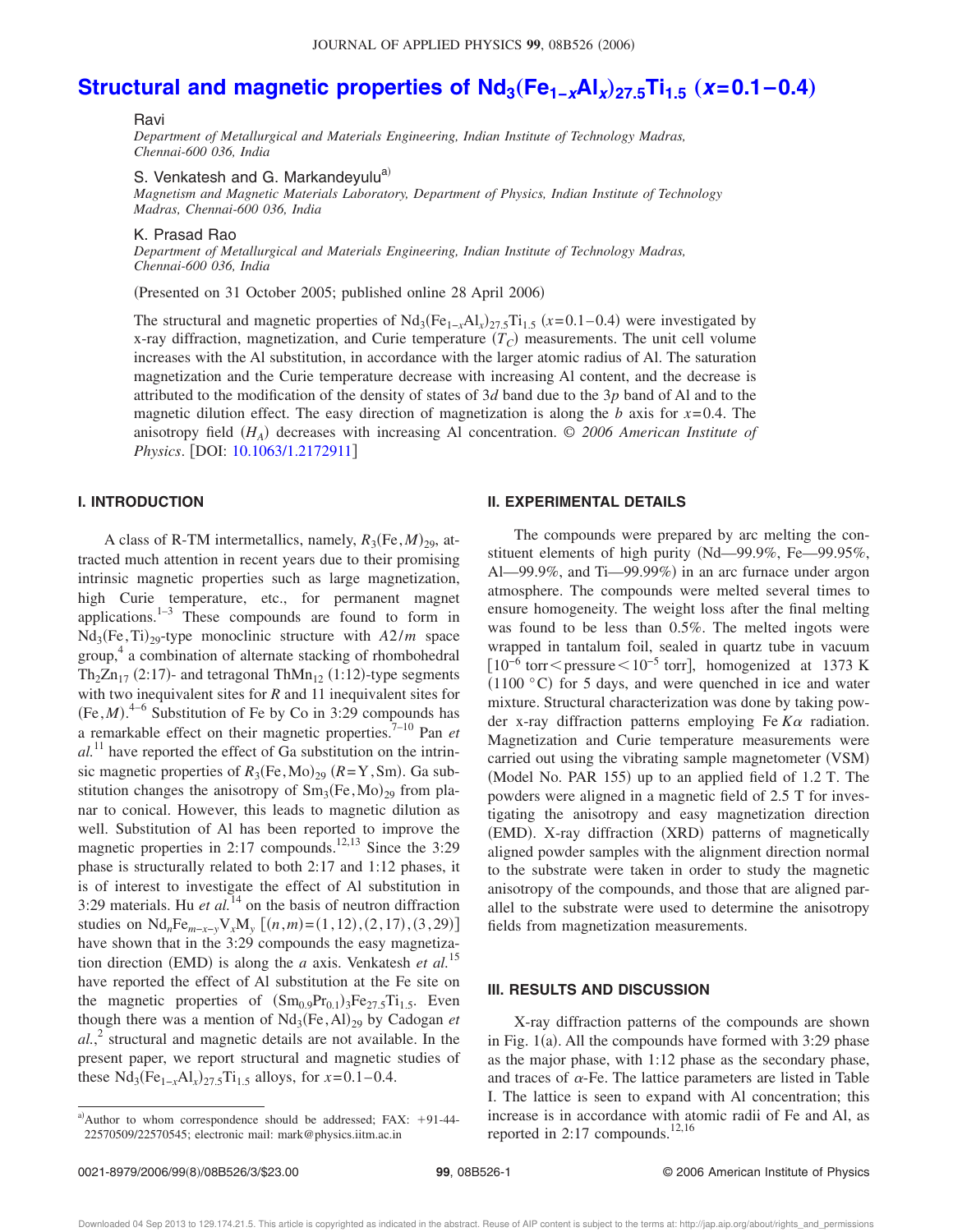# Structural and magnetic properties of $Nd_3(Fe_{1-x}Al_x)_{27.5}Ti_{1.5}$ ($x=0.1-0.4$)

Ravi

*Department of Metallurgical and Materials Engineering, Indian Institute of Technology Madras, Chennai-600 036, India*

S. Venkatesh and G. Markandeyulu[a)]

*Magnetism and Magnetic Materials Laboratory, Department of Physics, Indian Institute of Technology Madras, Chennai-600 036, India*

K. Prasad Rao

*Department of Metallurgical and Materials Engineering, Indian Institute of Technology Madras, Chennai-600 036, India*

(Presented on 31 October 2005; published online 28 April 2006)

The structural and magnetic properties of $Nd_3(Fe_{1-x}Al_x)_{27.5}Ti_{1.5}$ ($x=0.1-0.4$) were investigated by x-ray diffraction, magnetization, and Curie temperature ($T_C$) measurements. The unit cell volume increases with the Al substitution, in accordance with the larger atomic radius of Al. The saturation magnetization and the Curie temperature decrease with increasing Al content, and the decrease is attributed to the modification of the density of states of $3d$ band due to the $3p$ band of Al and to the magnetic dilution effect. The easy direction of magnetization is along the $b$ axis for $x=0.4$. The anisotropy field ($H_A$) decreases with increasing Al concentration. © *2006 American Institute of Physics*. [DOI: 10.1063/1.2172911]

## I. INTRODUCTION

A class of R-TM intermetallics, namely, $R_3(Fe,M)_{29}$, attracted much attention in recent years due to their promising intrinsic magnetic properties such as large magnetization, high Curie temperature, etc., for permanent magnet applications.[1–3] These compounds are found to form in $Nd_3(Fe,Ti)_{29}$-type monoclinic structure with $A2/m$ space group,[4] a combination of alternate stacking of rhombohedral $Th_2Zn_{17}$ (2:17)- and tetragonal $ThMn_{12}$ (1:12)-type segments with two inequivalent sites for $R$ and 11 inequivalent sites for $(Fe,M)$.[4–6] Substitution of Fe by Co in 3:29 compounds has a remarkable effect on their magnetic properties.[7–10] Pan *et al.*[11] have reported the effect of Ga substitution on the intrinsic magnetic properties of $R_3(Fe,Mo)_{29}$ ($R$=Y,Sm). Ga substitution changes the anisotropy of $Sm_3(Fe,Mo)_{29}$ from planar to conical. However, this leads to magnetic dilution as well. Substitution of Al has been reported to improve the magnetic properties in 2:17 compounds.[12,13] Since the 3:29 phase is structurally related to both 2:17 and 1:12 phases, it is of interest to investigate the effect of Al substitution in 3:29 materials. Hu *et al.*[14] on the basis of neutron diffraction studies on $Nd_nFe_{m-x-y}V_xM_y$ [$(n,m)=(1,12),(2,17),(3,29)$] have shown that in the 3:29 compounds the easy magnetization direction (EMD) is along the $a$ axis. Venkatesh *et al.*[15] have reported the effect of Al substitution at the Fe site on the magnetic properties of $(Sm_{0.9}Pr_{0.1})_3Fe_{27.5}Ti_{1.5}$. Even though there was a mention of $Nd_3(Fe,Al)_{29}$ by Cadogan *et al.*,[2] structural and magnetic details are not available. In the present paper, we report structural and magnetic studies of these $Nd_3(Fe_{1-x}Al_x)_{27.5}Ti_{1.5}$ alloys, for $x=0.1-0.4$.

## II. EXPERIMENTAL DETAILS

The compounds were prepared by arc melting the constituent elements of high purity (Nd—99.9%, Fe—99.95%, Al—99.9%, and Ti—99.99%) in an arc furnace under argon atmosphere. The compounds were melted several times to ensure homogeneity. The weight loss after the final melting was found to be less than 0.5%. The melted ingots were wrapped in tantalum foil, sealed in quartz tube in vacuum [$10^{-6}$ torr < pressure < $10^{-5}$ torr], homogenized at 1373 K (1100 °C) for 5 days, and were quenched in ice and water mixture. Structural characterization was done by taking powder x-ray diffraction patterns employing Fe $K\alpha$ radiation. Magnetization and Curie temperature measurements were carried out using the vibrating sample magnetometer (VSM) (Model No. PAR 155) up to an applied field of 1.2 T. The powders were aligned in a magnetic field of 2.5 T for investigating the anisotropy and easy magnetization direction (EMD). X-ray diffraction (XRD) patterns of magnetically aligned powder samples with the alignment direction normal to the substrate were taken in order to study the magnetic anisotropy of the compounds, and those that are aligned parallel to the substrate were used to determine the anisotropy fields from magnetization measurements.

## III. RESULTS AND DISCUSSION

X-ray diffraction patterns of the compounds are shown in Fig. 1(a). All the compounds have formed with 3:29 phase as the major phase, with 1:12 phase as the secondary phase, and traces of $\alpha$-Fe. The lattice parameters are listed in Table I. The lattice is seen to expand with Al concentration; this increase is in accordance with atomic radii of Fe and Al, as reported in 2:17 compounds.[12,16]

---

[a)]Author to whom correspondence should be addressed; FAX: +91-44-22570509/22570545; electronic mail: mark@physics.iitm.ac.in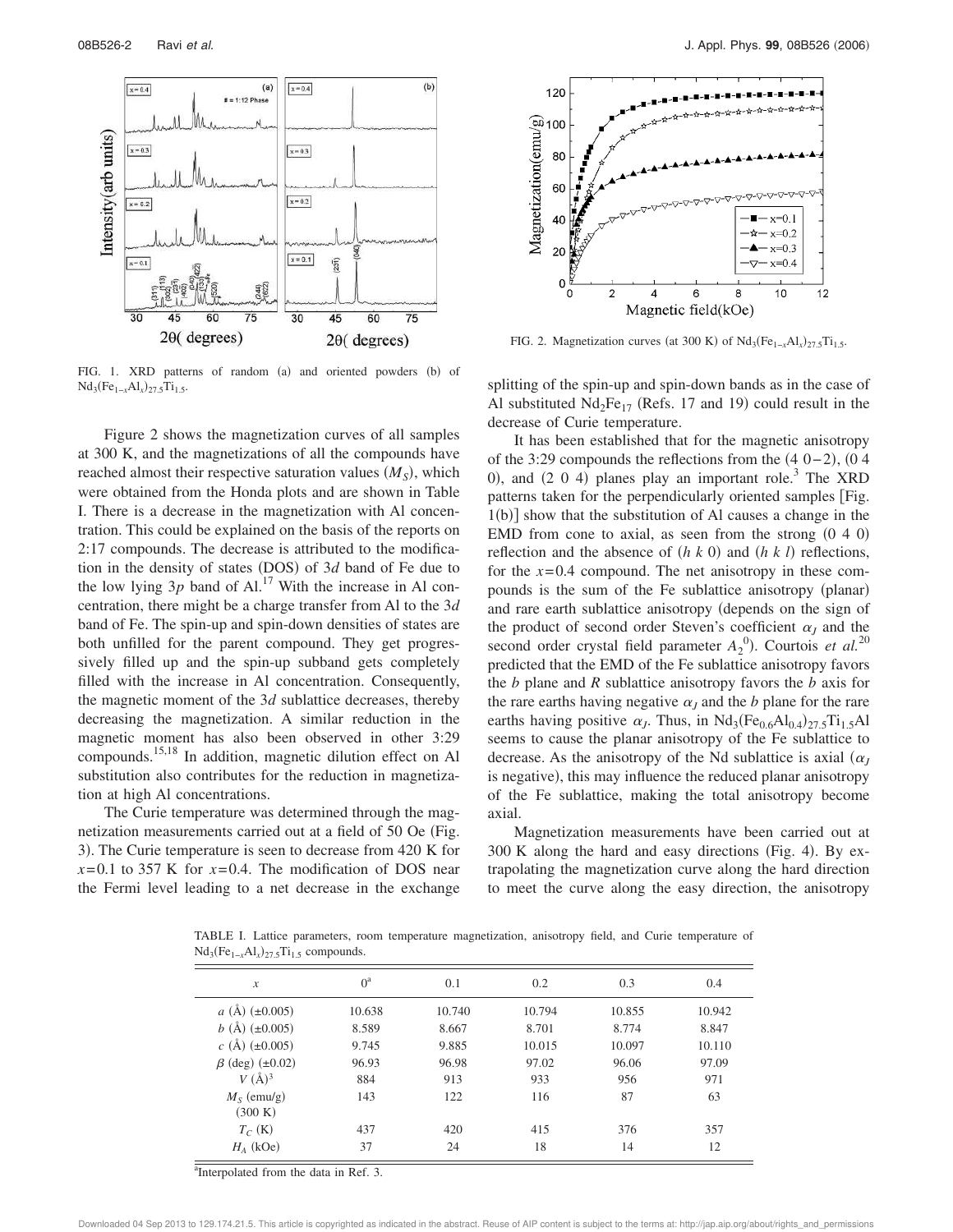FIG. 1. XRD patterns of random (a) and oriented powders (b) of $Nd_3(Fe_{1-x}Al_x)_{27.5}Ti_{1.5}$.

Figure 2 shows the magnetization curves of all samples at 300 K, and the magnetizations of all the compounds have reached almost their respective saturation values ($M_S$), which were obtained from the Honda plots and are shown in Table I. There is a decrease in the magnetization with Al concentration. This could be explained on the basis of the reports on 2:17 compounds. The decrease is attributed to the modification in the density of states (DOS) of 3*d* band of Fe due to the low lying 3*p* band of Al.[17] With the increase in Al concentration, there might be a charge transfer from Al to the 3*d* band of Fe. The spin-up and spin-down densities of states are both unfilled for the parent compound. They get progressively filled up and the spin-up subband gets completely filled with the increase in Al concentration. Consequently, the magnetic moment of the 3*d* sublattice decreases, thereby decreasing the magnetization. A similar reduction in the magnetic moment has also been observed in other 3:29 compounds.[15,18] In addition, magnetic dilution effect on Al substitution also contributes for the reduction in magnetization at high Al concentrations.

The Curie temperature was determined through the magnetization measurements carried out at a field of 50 Oe (Fig. 3). The Curie temperature is seen to decrease from 420 K for $x=0.1$ to 357 K for $x=0.4$. The modification of DOS near the Fermi level leading to a net decrease in the exchange splitting of the spin-up and spin-down bands as in the case of Al substituted $Nd_2Fe_{17}$ (Refs. 17 and 19) could result in the decrease of Curie temperature.

FIG. 2. Magnetization curves (at 300 K) of $Nd_3(Fe_{1-x}Al_x)_{27.5}Ti_{1.5}$.

It has been established that for the magnetic anisotropy of the 3:29 compounds the reflections from the (4 0−2), (0 4 0), and (2 0 4) planes play an important role.[3] The XRD patterns taken for the perpendicularly oriented samples [Fig. 1(b)] show that the substitution of Al causes a change in the EMD from cone to axial, as seen from the strong (0 4 0) reflection and the absence of (*h k* 0) and (*h k l*) reflections, for the $x=0.4$ compound. The net anisotropy in these compounds is the sum of the Fe sublattice anisotropy (planar) and rare earth sublattice anisotropy (depends on the sign of the product of second order Steven's coefficient $\alpha_J$ and the second order crystal field parameter $A_2^0$). Courtois *et al.*[20] predicted that the EMD of the Fe sublattice anisotropy favors the *b* plane and *R* sublattice anisotropy favors the *b* axis for the rare earths having negative $\alpha_J$ and the *b* plane for the rare earths having positive $\alpha_J$. Thus, in $Nd_3(Fe_{0.6}Al_{0.4})_{27.5}Ti_{1.5}$Al seems to cause the planar anisotropy of the Fe sublattice to decrease. As the anisotropy of the Nd sublattice is axial ($\alpha_J$ is negative), this may influence the reduced planar anisotropy of the Fe sublattice, making the total anisotropy become axial.

Magnetization measurements have been carried out at 300 K along the hard and easy directions (Fig. 4). By extrapolating the magnetization curve along the hard direction to meet the curve along the easy direction, the anisotropy

TABLE I. Lattice parameters, room temperature magnetization, anisotropy field, and Curie temperature of $Nd_3(Fe_{1-x}Al_x)_{27.5}Ti_{1.5}$ compounds.

| $x$ | 0[a] | 0.1 | 0.2 | 0.3 | 0.4 |
|---|---|---|---|---|---|
| $a$ (Å) (±0.005) | 10.638 | 10.740 | 10.794 | 10.855 | 10.942 |
| $b$ (Å) (±0.005) | 8.589 | 8.667 | 8.701 | 8.774 | 8.847 |
| $c$ (Å) (±0.005) | 9.745 | 9.885 | 10.015 | 10.097 | 10.110 |
| $\beta$ (deg) (±0.02) | 96.93 | 96.98 | 97.02 | 96.06 | 97.09 |
| $V$ (Å)$^3$ | 884 | 913 | 933 | 956 | 971 |
| $M_S$ (emu/g) (300 K) | 143 | 122 | 116 | 87 | 63 |
| $T_C$ (K) | 437 | 420 | 415 | 376 | 357 |
| $H_A$ (kOe) | 37 | 24 | 18 | 14 | 12 |

[a]Interpolated from the data in Ref. 3.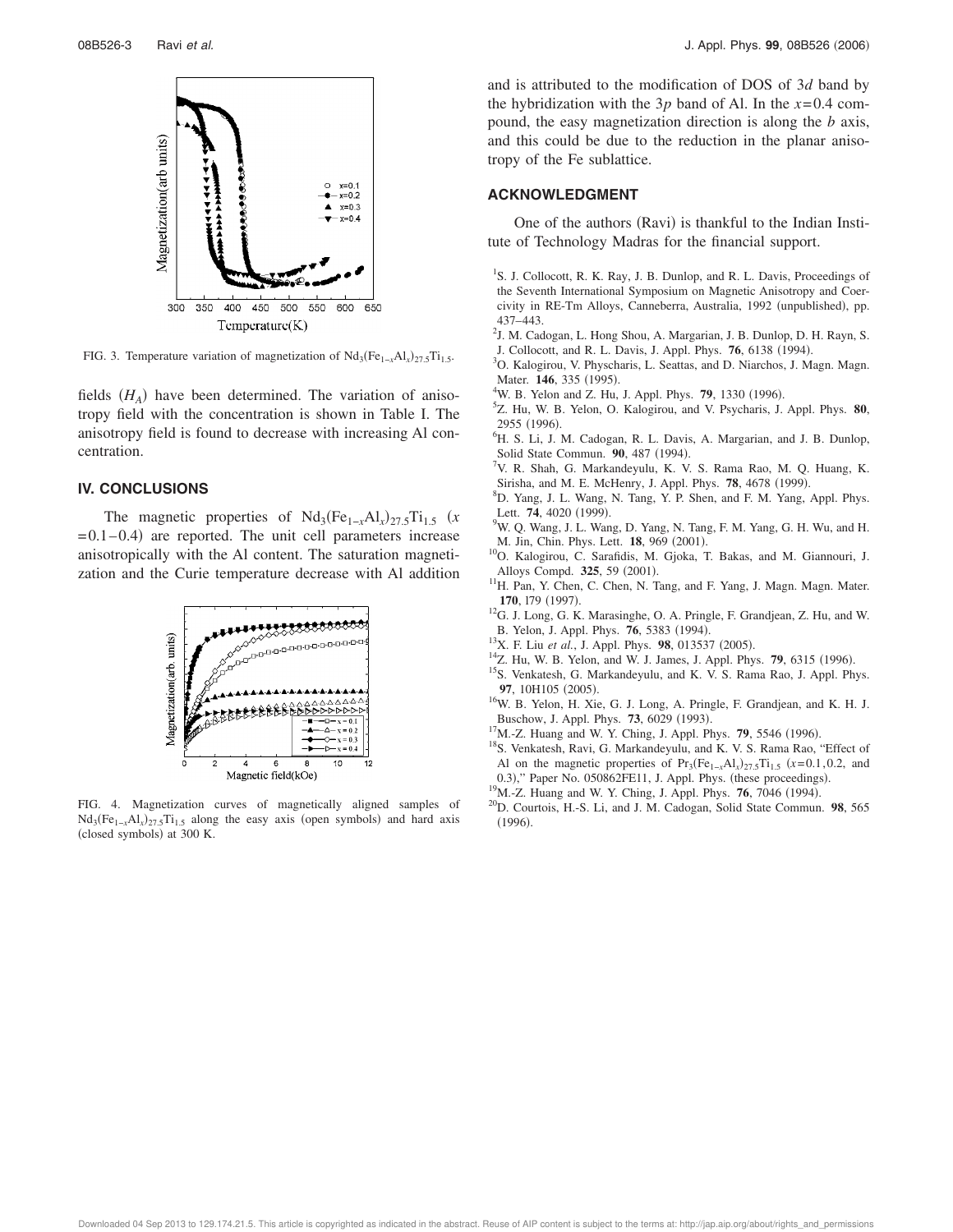Magnetization(arb units)

Temperature(K)

300 350 400 450 500 550 600 650

x=0.1
x=0.2
x=0.3
x=0.4

FIG. 3. Temperature variation of magnetization of $Nd_3(Fe_{1-x}Al_x)_{27.5}Ti_{1.5}$.

fields ($H_A$) have been determined. The variation of anisotropy field with the concentration is shown in Table I. The anisotropy field is found to decrease with increasing Al concentration.

## IV. CONCLUSIONS

The magnetic properties of $Nd_3(Fe_{1-x}Al_x)_{27.5}Ti_{1.5}$ ($x=0.1-0.4$) are reported. The unit cell parameters increase anisotropically with the Al content. The saturation magnetization and the Curie temperature decrease with Al addition

Magnetization(arb. units)

Magnetic field(kOe)

0 2 4 6 8 10 12

x = 0.1
x = 0.2
x = 0.3
x = 0.4

FIG. 4. Magnetization curves of magnetically aligned samples of $Nd_3(Fe_{1-x}Al_x)_{27.5}Ti_{1.5}$ along the easy axis (open symbols) and hard axis (closed symbols) at 300 K.

and is attributed to the modification of DOS of 3$d$ band by the hybridization with the 3$p$ band of Al. In the $x=0.4$ compound, the easy magnetization direction is along the $b$ axis, and this could be due to the reduction in the planar anisotropy of the Fe sublattice.

## ACKNOWLEDGMENT

One of the authors (Ravi) is thankful to the Indian Institute of Technology Madras for the financial support.

[1] S. J. Collocott, R. K. Ray, J. B. Dunlop, and R. L. Davis, Proceedings of the Seventh International Symposium on Magnetic Anisotropy and Coercivity in RE-Tm Alloys, Canneberra, Australia, 1992 (unpublished), pp. 437–443.

[2] J. M. Cadogan, L. Hong Shou, A. Margarian, J. B. Dunlop, D. H. Rayn, S. J. Collocott, and R. L. Davis, J. Appl. Phys. **76**, 6138 (1994).

[3] O. Kalogirou, V. Physcharis, L. Seattas, and D. Niarchos, J. Magn. Magn. Mater. **146**, 335 (1995).

[4] W. B. Yelon and Z. Hu, J. Appl. Phys. **79**, 1330 (1996).

[5] Z. Hu, W. B. Yelon, O. Kalogirou, and V. Psycharis, J. Appl. Phys. **80**, 2955 (1996).

[6] H. S. Li, J. M. Cadogan, R. L. Davis, A. Margarian, and J. B. Dunlop, Solid State Commun. **90**, 487 (1994).

[7] V. R. Shah, G. Markandeyulu, K. V. S. Rama Rao, M. Q. Huang, K. Sirisha, and M. E. McHenry, J. Appl. Phys. **78**, 4678 (1999).

[8] D. Yang, J. L. Wang, N. Tang, Y. P. Shen, and F. M. Yang, Appl. Phys. Lett. **74**, 4020 (1999).

[9] W. Q. Wang, J. L. Wang, D. Yang, N. Tang, F. M. Yang, G. H. Wu, and H. M. Jin, Chin. Phys. Lett. **18**, 969 (2001).

[10] O. Kalogirou, C. Sarafidis, M. Gjoka, T. Bakas, and M. Giannouri, J. Alloys Compd. **325**, 59 (2001).

[11] H. Pan, Y. Chen, C. Chen, N. Tang, and F. Yang, J. Magn. Magn. Mater. **170**, l79 (1997).

[12] G. J. Long, G. K. Marasinghe, O. A. Pringle, F. Grandjean, Z. Hu, and W. B. Yelon, J. Appl. Phys. **76**, 5383 (1994).

[13] X. F. Liu *et al.*, J. Appl. Phys. **98**, 013537 (2005).

[14] Z. Hu, W. B. Yelon, and W. J. James, J. Appl. Phys. **79**, 6315 (1996).

[15] S. Venkatesh, G. Markandeyulu, and K. V. S. Rama Rao, J. Appl. Phys. **97**, 10H105 (2005).

[16] W. B. Yelon, H. Xie, G. J. Long, A. Pringle, F. Grandjean, and K. H. J. Buschow, J. Appl. Phys. **73**, 6029 (1993).

[17] M.-Z. Huang and W. Y. Ching, J. Appl. Phys. **79**, 5546 (1996).

[18] S. Venkatesh, Ravi, G. Markandeyulu, and K. V. S. Rama Rao, "Effect of Al on the magnetic properties of $Pr_3(Fe_{1-x}Al_x)_{27.5}Ti_{1.5}$ ($x=0.1,0.2$, and 0.3)," Paper No. 050862FE11, J. Appl. Phys. (these proceedings).

[19] M.-Z. Huang and W. Y. Ching, J. Appl. Phys. **76**, 7046 (1994).

[20] D. Courtois, H.-S. Li, and J. M. Cadogan, Solid State Commun. **98**, 565 (1996).